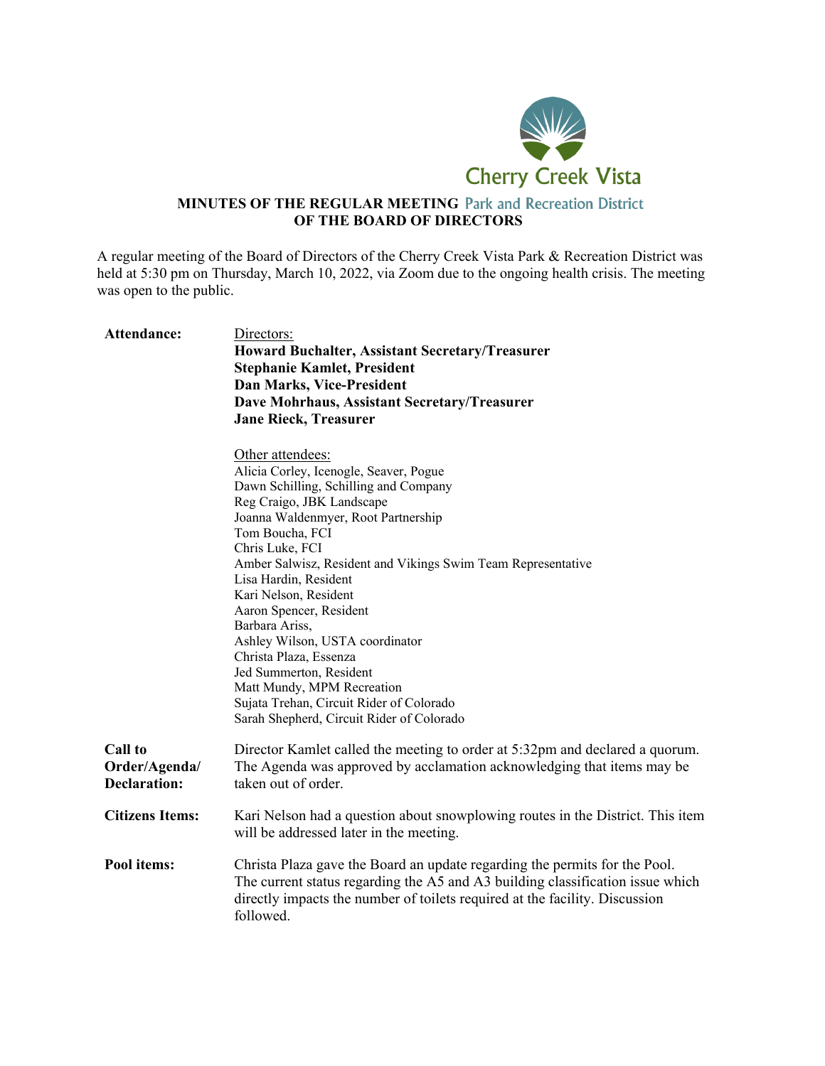Cherry Creek Vista Park and Recreation District

**MINUTES OF THE REGULAR MEETING OF THE BOARD OF DIRECTORS**

A regular meeting of the Board of Directors of the Cherry Creek Vista Park & Recreation District was held at 5:30 pm on Thursday, March 10, 2022, via Zoom due to the ongoing health crisis. The meeting was open to the public.

**Attendance:**

Directors:

**Howard Buchalter, Assistant Secretary/Treasurer**
**Stephanie Kamlet, President**
**Dan Marks, Vice-President**
**Dave Mohrhaus, Assistant Secretary/Treasurer**
**Jane Rieck, Treasurer**

Other attendees:

Alicia Corley, Icenogle, Seaver, Pogue
Dawn Schilling, Schilling and Company
Reg Craigo, JBK Landscape
Joanna Waldenmyer, Root Partnership
Tom Boucha, FCI
Chris Luke, FCI
Amber Salwisz, Resident and Vikings Swim Team Representative
Lisa Hardin, Resident
Kari Nelson, Resident
Aaron Spencer, Resident
Barbara Ariss,
Ashley Wilson, USTA coordinator
Christa Plaza, Essenza
Jed Summerton, Resident
Matt Mundy, MPM Recreation
Sujata Trehan, Circuit Rider of Colorado
Sarah Shepherd, Circuit Rider of Colorado

**Call to Order/Agenda/ Declaration:** Director Kamlet called the meeting to order at 5:32pm and declared a quorum. The Agenda was approved by acclamation acknowledging that items may be taken out of order.

**Citizens Items:** Kari Nelson had a question about snowplowing routes in the District. This item will be addressed later in the meeting.

**Pool items:** Christa Plaza gave the Board an update regarding the permits for the Pool. The current status regarding the A5 and A3 building classification issue which directly impacts the number of toilets required at the facility. Discussion followed.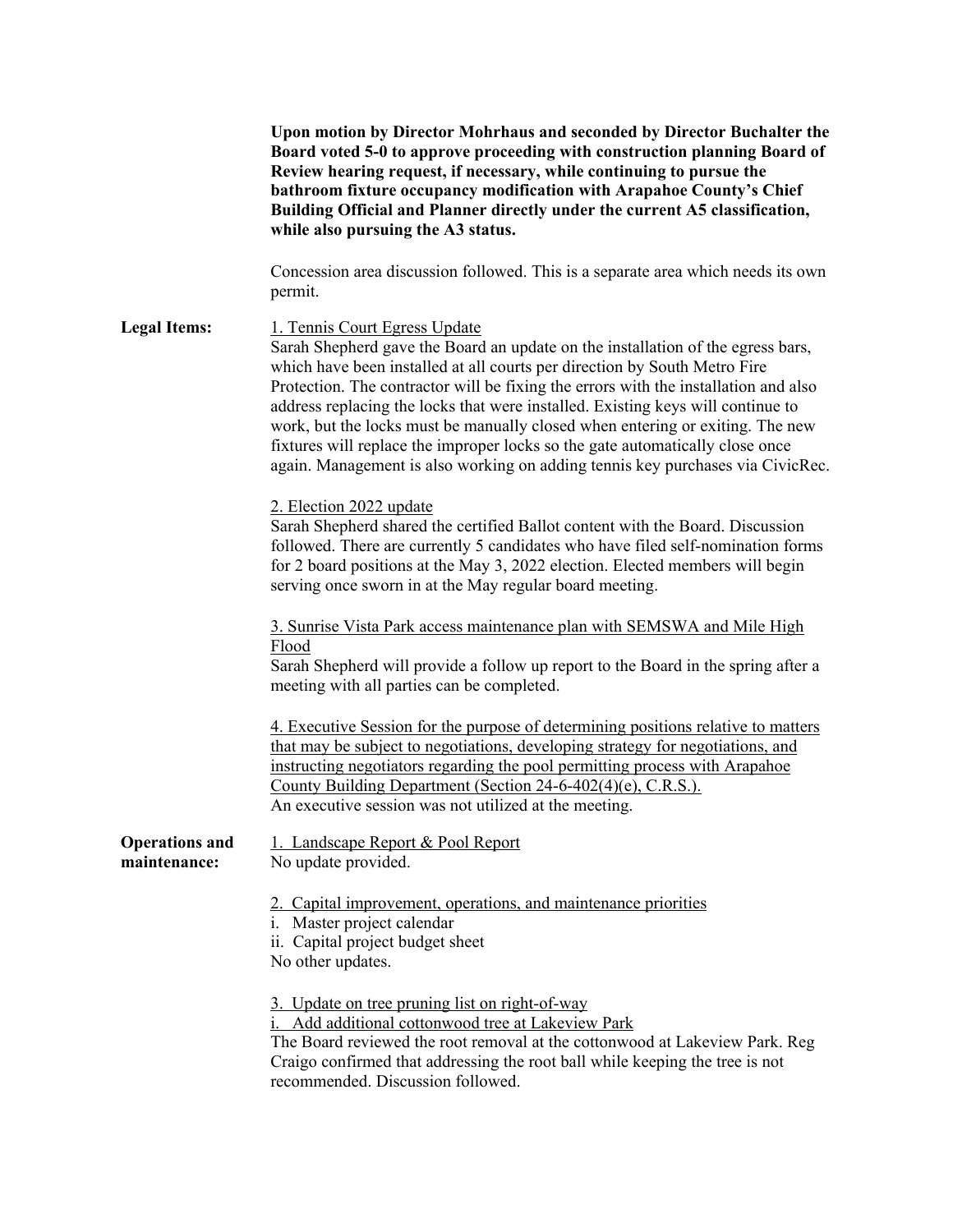**Upon motion by Director Mohrhaus and seconded by Director Buchalter the Board voted 5-0 to approve proceeding with construction planning Board of Review hearing request, if necessary, while continuing to pursue the bathroom fixture occupancy modification with Arapahoe County's Chief Building Official and Planner directly under the current A5 classification, while also pursuing the A3 status.**

Concession area discussion followed. This is a separate area which needs its own permit.

**Legal Items:**

1. Tennis Court Egress Update
Sarah Shepherd gave the Board an update on the installation of the egress bars, which have been installed at all courts per direction by South Metro Fire Protection. The contractor will be fixing the errors with the installation and also address replacing the locks that were installed. Existing keys will continue to work, but the locks must be manually closed when entering or exiting. The new fixtures will replace the improper locks so the gate automatically close once again. Management is also working on adding tennis key purchases via CivicRec.

2. Election 2022 update
Sarah Shepherd shared the certified Ballot content with the Board. Discussion followed. There are currently 5 candidates who have filed self-nomination forms for 2 board positions at the May 3, 2022 election. Elected members will begin serving once sworn in at the May regular board meeting.

3. Sunrise Vista Park access maintenance plan with SEMSWA and Mile High Flood
Sarah Shepherd will provide a follow up report to the Board in the spring after a meeting with all parties can be completed.

4. Executive Session for the purpose of determining positions relative to matters that may be subject to negotiations, developing strategy for negotiations, and instructing negotiators regarding the pool permitting process with Arapahoe County Building Department (Section 24-6-402(4)(e), C.R.S.).
An executive session was not utilized at the meeting.

**Operations and maintenance:**

1. Landscape Report & Pool Report
No update provided.

2. Capital improvement, operations, and maintenance priorities
i. Master project calendar
ii. Capital project budget sheet
No other updates.

3. Update on tree pruning list on right-of-way
i. Add additional cottonwood tree at Lakeview Park
The Board reviewed the root removal at the cottonwood at Lakeview Park. Reg Craigo confirmed that addressing the root ball while keeping the tree is not recommended. Discussion followed.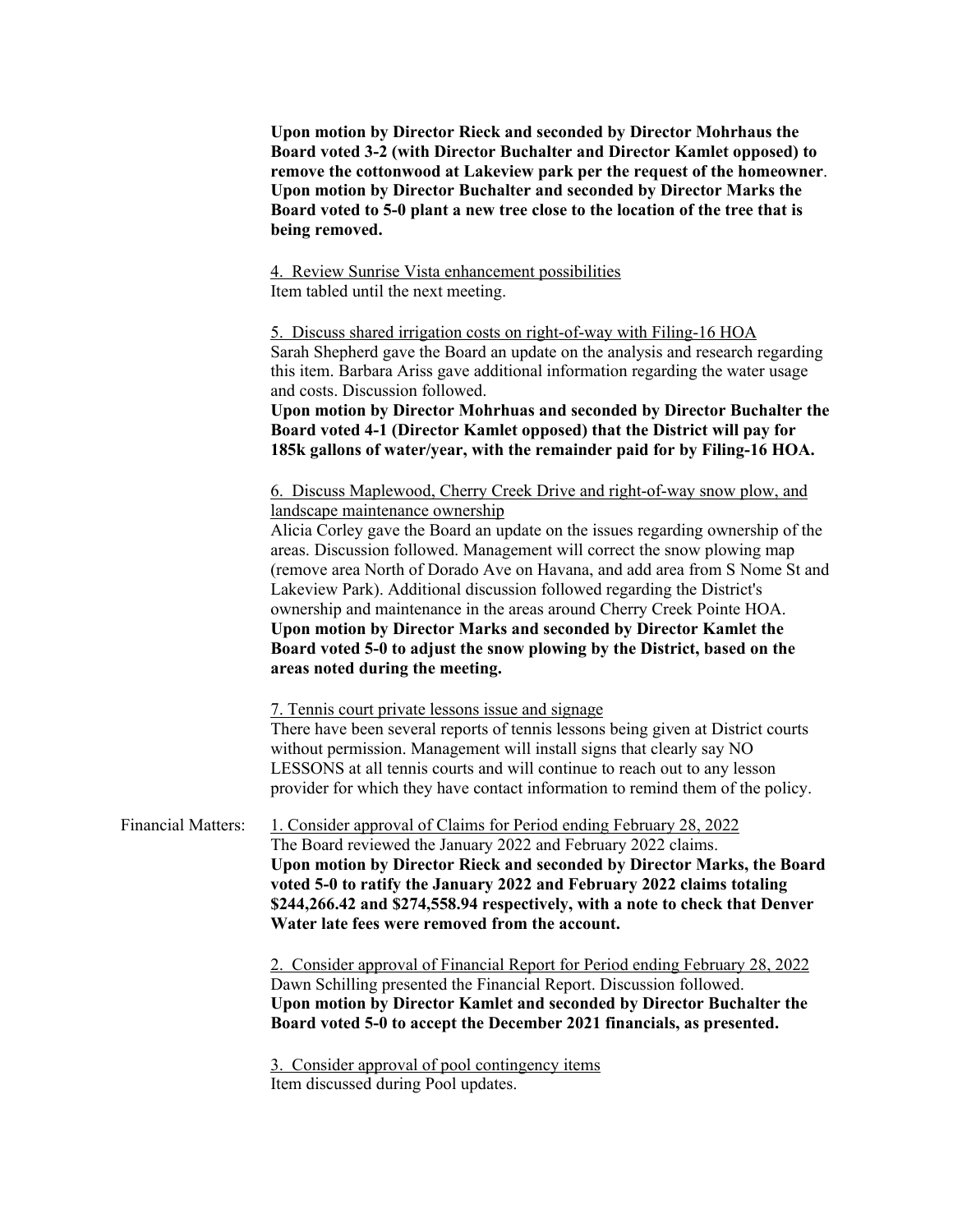**Upon motion by Director Rieck and seconded by Director Mohrhaus the Board voted 3-2 (with Director Buchalter and Director Kamlet opposed) to remove the cottonwood at Lakeview park per the request of the homeowner**. **Upon motion by Director Buchalter and seconded by Director Marks the Board voted to 5-0 plant a new tree close to the location of the tree that is being removed.**

4. Review Sunrise Vista enhancement possibilities
Item tabled until the next meeting.

5. Discuss shared irrigation costs on right-of-way with Filing-16 HOA
Sarah Shepherd gave the Board an update on the analysis and research regarding this item. Barbara Ariss gave additional information regarding the water usage and costs. Discussion followed.
**Upon motion by Director Mohrhuas and seconded by Director Buchalter the Board voted 4-1 (Director Kamlet opposed) that the District will pay for 185k gallons of water/year, with the remainder paid for by Filing-16 HOA.**

6. Discuss Maplewood, Cherry Creek Drive and right-of-way snow plow, and landscape maintenance ownership
Alicia Corley gave the Board an update on the issues regarding ownership of the areas. Discussion followed. Management will correct the snow plowing map (remove area North of Dorado Ave on Havana, and add area from S Nome St and Lakeview Park). Additional discussion followed regarding the District's ownership and maintenance in the areas around Cherry Creek Pointe HOA.
**Upon motion by Director Marks and seconded by Director Kamlet the Board voted 5-0 to adjust the snow plowing by the District, based on the areas noted during the meeting.**

7. Tennis court private lessons issue and signage
There have been several reports of tennis lessons being given at District courts without permission. Management will install signs that clearly say NO LESSONS at all tennis courts and will continue to reach out to any lesson provider for which they have contact information to remind them of the policy.

Financial Matters:

1. Consider approval of Claims for Period ending February 28, 2022
The Board reviewed the January 2022 and February 2022 claims.
**Upon motion by Director Rieck and seconded by Director Marks, the Board voted 5-0 to ratify the January 2022 and February 2022 claims totaling $244,266.42 and $274,558.94 respectively, with a note to check that Denver Water late fees were removed from the account.**

2. Consider approval of Financial Report for Period ending February 28, 2022
Dawn Schilling presented the Financial Report. Discussion followed.
**Upon motion by Director Kamlet and seconded by Director Buchalter the Board voted 5-0 to accept the December 2021 financials, as presented.**

3. Consider approval of pool contingency items
Item discussed during Pool updates.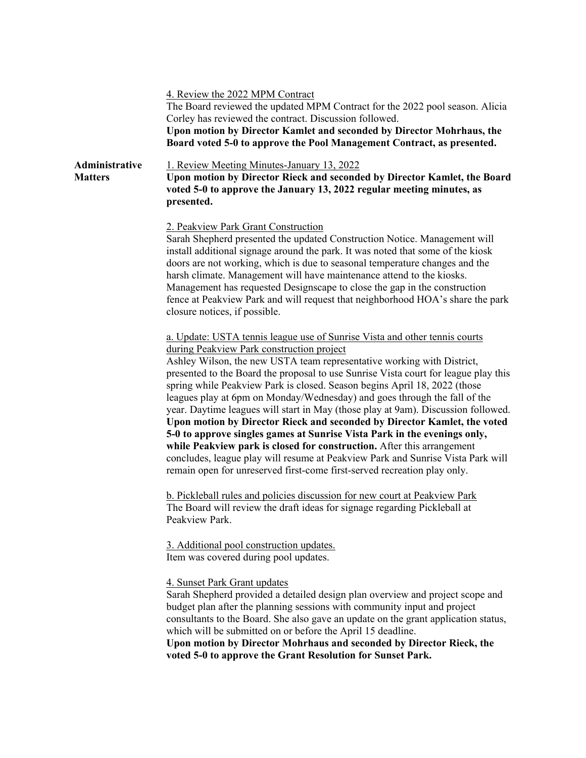4. Review the 2022 MPM Contract

The Board reviewed the updated MPM Contract for the 2022 pool season. Alicia Corley has reviewed the contract. Discussion followed.

**Upon motion by Director Kamlet and seconded by Director Mohrhaus, the Board voted 5-0 to approve the Pool Management Contract, as presented.**

**Administrative Matters**

1. Review Meeting Minutes-January 13, 2022

**Upon motion by Director Rieck and seconded by Director Kamlet, the Board voted 5-0 to approve the January 13, 2022 regular meeting minutes, as presented.**

2. Peakview Park Grant Construction

Sarah Shepherd presented the updated Construction Notice. Management will install additional signage around the park. It was noted that some of the kiosk doors are not working, which is due to seasonal temperature changes and the harsh climate. Management will have maintenance attend to the kiosks. Management has requested Designscape to close the gap in the construction fence at Peakview Park and will request that neighborhood HOA's share the park closure notices, if possible.

a. Update: USTA tennis league use of Sunrise Vista and other tennis courts during Peakview Park construction project

Ashley Wilson, the new USTA team representative working with District, presented to the Board the proposal to use Sunrise Vista court for league play this spring while Peakview Park is closed. Season begins April 18, 2022 (those leagues play at 6pm on Monday/Wednesday) and goes through the fall of the year. Daytime leagues will start in May (those play at 9am). Discussion followed. **Upon motion by Director Rieck and seconded by Director Kamlet, the voted 5-0 to approve singles games at Sunrise Vista Park in the evenings only, while Peakview park is closed for construction.** After this arrangement concludes, league play will resume at Peakview Park and Sunrise Vista Park will remain open for unreserved first-come first-served recreation play only.

b. Pickleball rules and policies discussion for new court at Peakview Park

The Board will review the draft ideas for signage regarding Pickleball at Peakview Park.

3. Additional pool construction updates.

Item was covered during pool updates.

4. Sunset Park Grant updates

Sarah Shepherd provided a detailed design plan overview and project scope and budget plan after the planning sessions with community input and project consultants to the Board. She also gave an update on the grant application status, which will be submitted on or before the April 15 deadline.

**Upon motion by Director Mohrhaus and seconded by Director Rieck, the voted 5-0 to approve the Grant Resolution for Sunset Park.**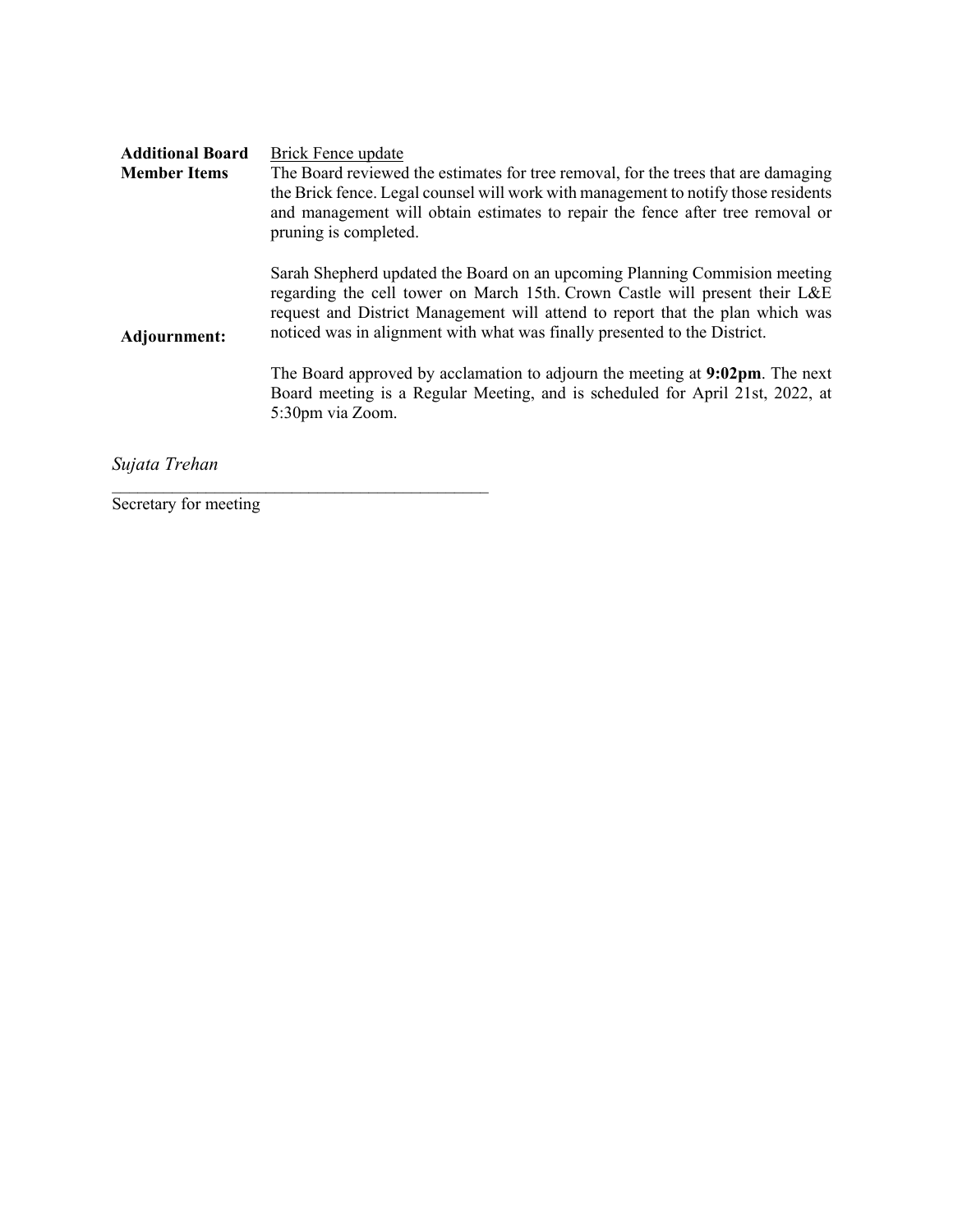**Additional Board Member Items**

Brick Fence update

The Board reviewed the estimates for tree removal, for the trees that are damaging the Brick fence. Legal counsel will work with management to notify those residents and management will obtain estimates to repair the fence after tree removal or pruning is completed.

Sarah Shepherd updated the Board on an upcoming Planning Commision meeting regarding the cell tower on March 15th. Crown Castle will present their L&E request and District Management will attend to report that the plan which was noticed was in alignment with what was finally presented to the District.

**Adjournment:**

The Board approved by acclamation to adjourn the meeting at **9:02pm**. The next Board meeting is a Regular Meeting, and is scheduled for April 21st, 2022, at 5:30pm via Zoom.

*Sujata Trehan*

\_\_\_\_\_\_\_\_\_\_\_\_\_\_\_\_\_\_\_\_\_\_\_\_\_\_\_\_\_\_\_\_\_\_\_\_\_\_\_\_\_\_\_\_

Secretary for meeting